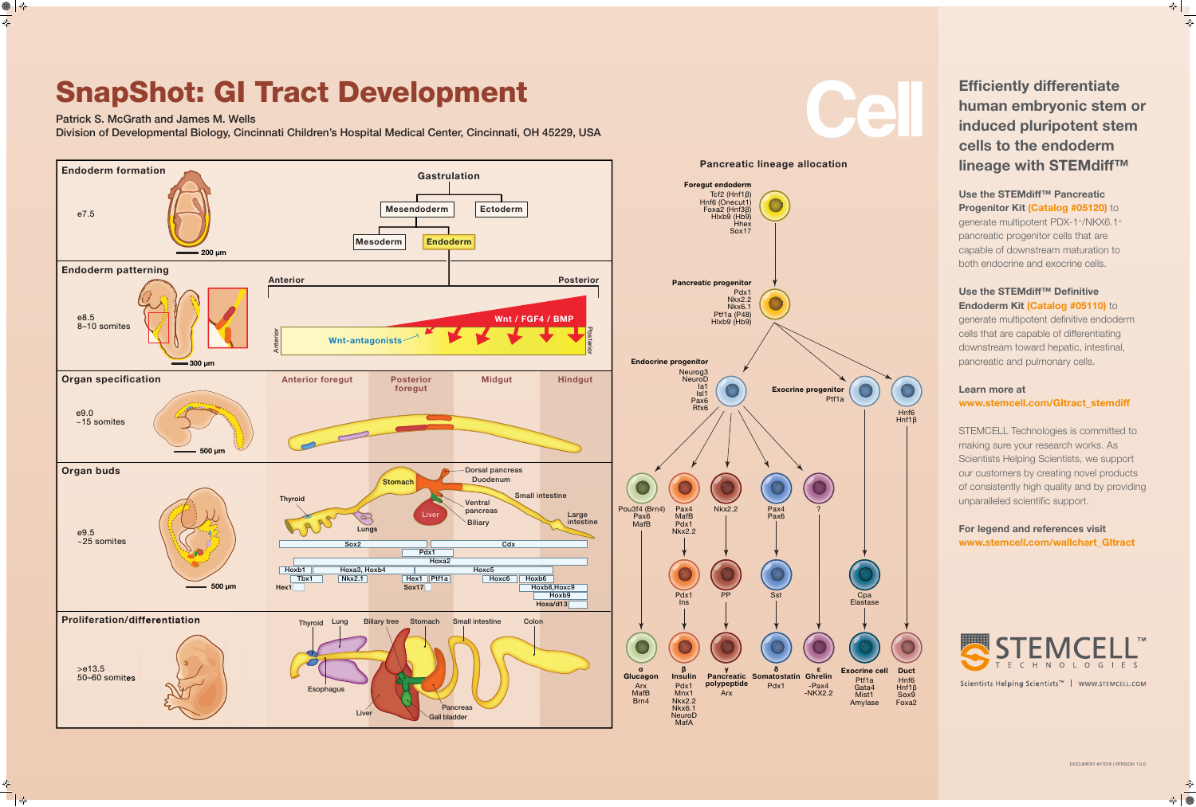# SnapShot: GI Tract Development

Patrick S. McGrath and James M. Wells
Division of Developmental Biology, Cincinnati Children's Hospital Medical Center, Cincinnati, OH 45229, USA

Cell

## Endoderm formation

e7.5

200 µm

Gastrulation

Mesendoderm — Ectoderm

Mesoderm — Endoderm

## Endoderm patterning

e8.5
8–10 somites

300 µm

Anterior — Posterior

Wnt-antagonists — Wnt / FGF4 / BMP

## Organ specification

e9.0
~15 somites

500 µm

Anterior foregut | Posterior foregut | Midgut | Hindgut

## Organ buds

e9.5
~25 somites

500 µm

Thyroid, Lungs, Stomach, Dorsal pancreas, Duodenum, Liver, Ventral pancreas, Biliary, Small intestine, Large intestine

Sox2, Cdx, Pdx1, Hoxa2, Hoxb1, Tbx1, Hoxa3, Hoxb4, Nkx2.1, Hex1, Hex1, Ptf1a, Sox17, Hoxc5, Hoxc6, Hoxb6, Hoxb8, Hoxc9, Hoxb9, Hoxa/d13

## Proliferation/differentiation

>e13.5
50–60 somites

Thyroid, Lung, Biliary tree, Stomach, Small intestine, Colon, Esophagus, Liver, Pancreas, Gall bladder

## Pancreatic lineage allocation

**Foregut endoderm**
Tcf2 (Hnf1β)
Hnf6 (Onecut1)
Foxa2 (Hnf3β)
Hlxb9 (Hb9)
Hhex
Sox17

**Pancreatic progenitor**
Pdx1
Nkx2.2
Nkx6.1
Ptf1a (P48)
Hlxb9 (Hb9)

**Endocrine progenitor**
Neurog3
NeuroD
Ia1
Isl1
Pax6
Rfx6

**Exocrine progenitor**
Ptf1a

Hnf6
Hnf1β

Pou3f4 (Brn4), Pax6, MafB | Pax4, MafB, Pdx1, Nkx2.2 | Nkx2.2 | Pax4, Pax6 | ?

Pdx1, Ins | PP | Sst | Cpa, Elastase

- **α Glucagon**: Arx, MafB, Brn4
- **β Insulin**: Pdx1, Mnx1, Nkx2.2, Nkx6.1, NeuroD, MafA
- **γ Pancreatic polypeptide**: Arx
- **δ Somatostatin**: Pdx1
- **ε Ghrelin**: -Pax4, -NKX2.2
- **Exocrine cell**: Ptf1a, Gata4, Mist1, Amylase
- **Duct**: Hnf6, Hnf1β, Sox9, Foxa2

## Efficiently differentiate human embryonic stem or induced pluripotent stem cells to the endoderm lineage with STEMdiff™

**Use the STEMdiff™ Pancreatic Progenitor Kit (Catalog #05120)** to generate multipotent PDX-1[+]/NKX6.1[+] pancreatic progenitor cells that are capable of downstream maturation to both endocrine and exocrine cells.

**Use the STEMdiff™ Definitive Endoderm Kit (Catalog #05110)** to generate multipotent definitive endoderm cells that are capable of differentiating downstream toward hepatic, intestinal, pancreatic and pulmonary cells.

**Learn more at**
**www.stemcell.com/GItract_stemdiff**

STEMCELL Technologies is committed to making sure your research works. As Scientists Helping Scientists, we support our customers by creating novel products of consistently high quality and by providing unparalleled scientific support.

**For legend and references visit**
**www.stemcell.com/wallchart_GItract**

STEMCELL™ TECHNOLOGIES
Scientists Helping Scientists™ | WWW.STEMCELL.COM

DOCUMENT #27018 | VERSION 1.0.0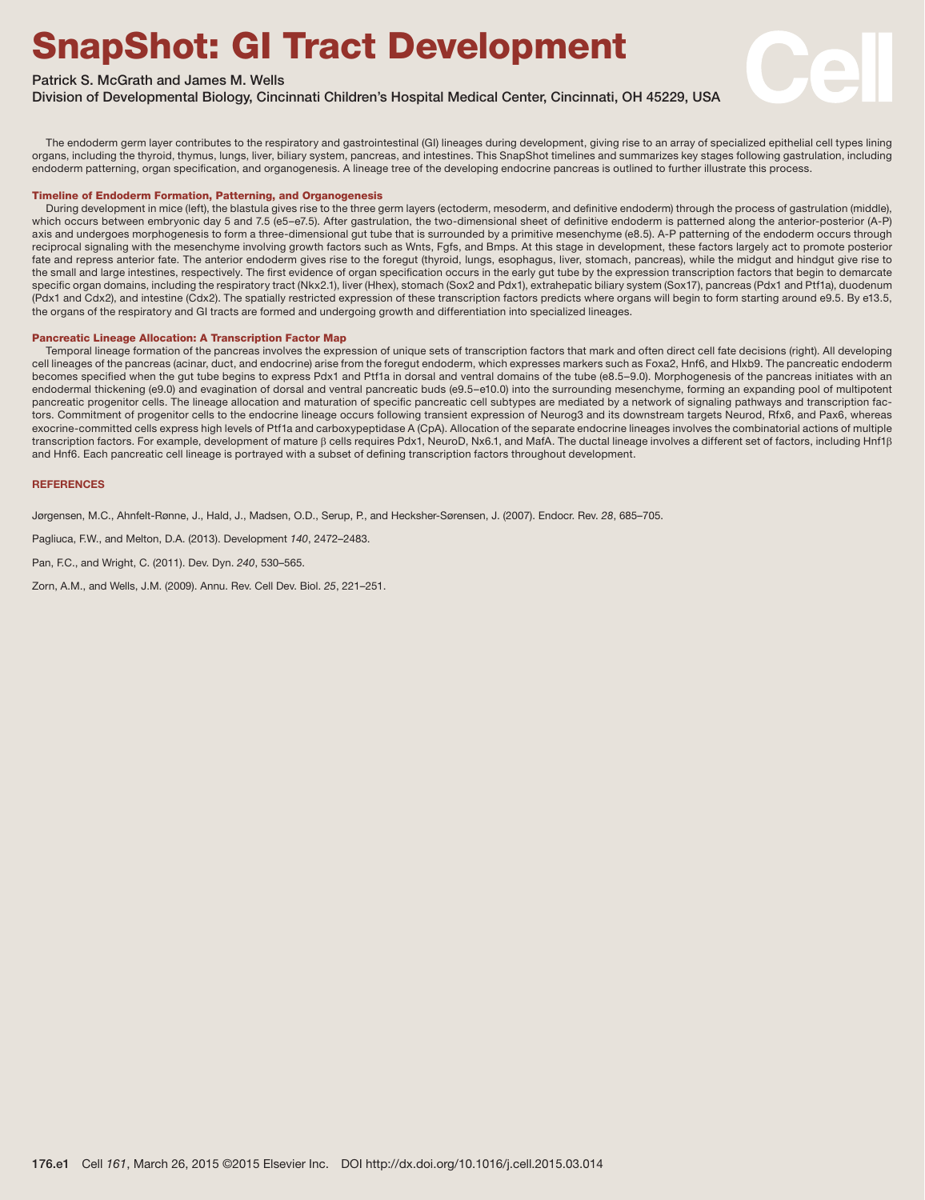# SnapShot: GI Tract Development

Patrick S. McGrath and James M. Wells

Division of Developmental Biology, Cincinnati Children's Hospital Medical Center, Cincinnati, OH 45229, USA

The endoderm germ layer contributes to the respiratory and gastrointestinal (GI) lineages during development, giving rise to an array of specialized epithelial cell types lining organs, including the thyroid, thymus, lungs, liver, biliary system, pancreas, and intestines. This SnapShot timelines and summarizes key stages following gastrulation, including endoderm patterning, organ specification, and organogenesis. A lineage tree of the developing endocrine pancreas is outlined to further illustrate this process.

### Timeline of Endoderm Formation, Patterning, and Organogenesis

During development in mice (left), the blastula gives rise to the three germ layers (ectoderm, mesoderm, and definitive endoderm) through the process of gastrulation (middle), which occurs between embryonic day 5 and 7.5 (e5–e7.5). After gastrulation, the two-dimensional sheet of definitive endoderm is patterned along the anterior-posterior (A-P) axis and undergoes morphogenesis to form a three-dimensional gut tube that is surrounded by a primitive mesenchyme (e8.5). A-P patterning of the endoderm occurs through reciprocal signaling with the mesenchyme involving growth factors such as Wnts, Fgfs, and Bmps. At this stage in development, these factors largely act to promote posterior fate and repress anterior fate. The anterior endoderm gives rise to the foregut (thyroid, lungs, esophagus, liver, stomach, pancreas), while the midgut and hindgut give rise to the small and large intestines, respectively. The first evidence of organ specification occurs in the early gut tube by the expression transcription factors that begin to demarcate specific organ domains, including the respiratory tract (Nkx2.1), liver (Hhex), stomach (Sox2 and Pdx1), extrahepatic biliary system (Sox17), pancreas (Pdx1 and Ptf1a), duodenum (Pdx1 and Cdx2), and intestine (Cdx2). The spatially restricted expression of these transcription factors predicts where organs will begin to form starting around e9.5. By e13.5, the organs of the respiratory and GI tracts are formed and undergoing growth and differentiation into specialized lineages.

### Pancreatic Lineage Allocation: A Transcription Factor Map

Temporal lineage formation of the pancreas involves the expression of unique sets of transcription factors that mark and often direct cell fate decisions (right). All developing cell lineages of the pancreas (acinar, duct, and endocrine) arise from the foregut endoderm, which expresses markers such as Foxa2, Hnf6, and Hlxb9. The pancreatic endoderm becomes specified when the gut tube begins to express Pdx1 and Ptf1a in dorsal and ventral domains of the tube (e8.5–9.0). Morphogenesis of the pancreas initiates with an endodermal thickening (e9.0) and evagination of dorsal and ventral pancreatic buds (e9.5–e10.0) into the surrounding mesenchyme, forming an expanding pool of multipotent pancreatic progenitor cells. The lineage allocation and maturation of specific pancreatic cell subtypes are mediated by a network of signaling pathways and transcription factors. Commitment of progenitor cells to the endocrine lineage occurs following transient expression of Neurog3 and its downstream targets Neurod, Rfx6, and Pax6, whereas exocrine-committed cells express high levels of Ptf1a and carboxypeptidase A (CpA). Allocation of the separate endocrine lineages involves the combinatorial actions of multiple transcription factors. For example, development of mature β cells requires Pdx1, NeuroD, Nx6.1, and MafA. The ductal lineage involves a different set of factors, including Hnf1β and Hnf6. Each pancreatic cell lineage is portrayed with a subset of defining transcription factors throughout development.

### REFERENCES

Jørgensen, M.C., Ahnfelt-Rønne, J., Hald, J., Madsen, O.D., Serup, P., and Hecksher-Sørensen, J. (2007). Endocr. Rev. *28*, 685–705.

Pagliuca, F.W., and Melton, D.A. (2013). Development *140*, 2472–2483.

Pan, F.C., and Wright, C. (2011). Dev. Dyn. *240*, 530–565.

Zorn, A.M., and Wells, J.M. (2009). Annu. Rev. Cell Dev. Biol. *25*, 221–251.